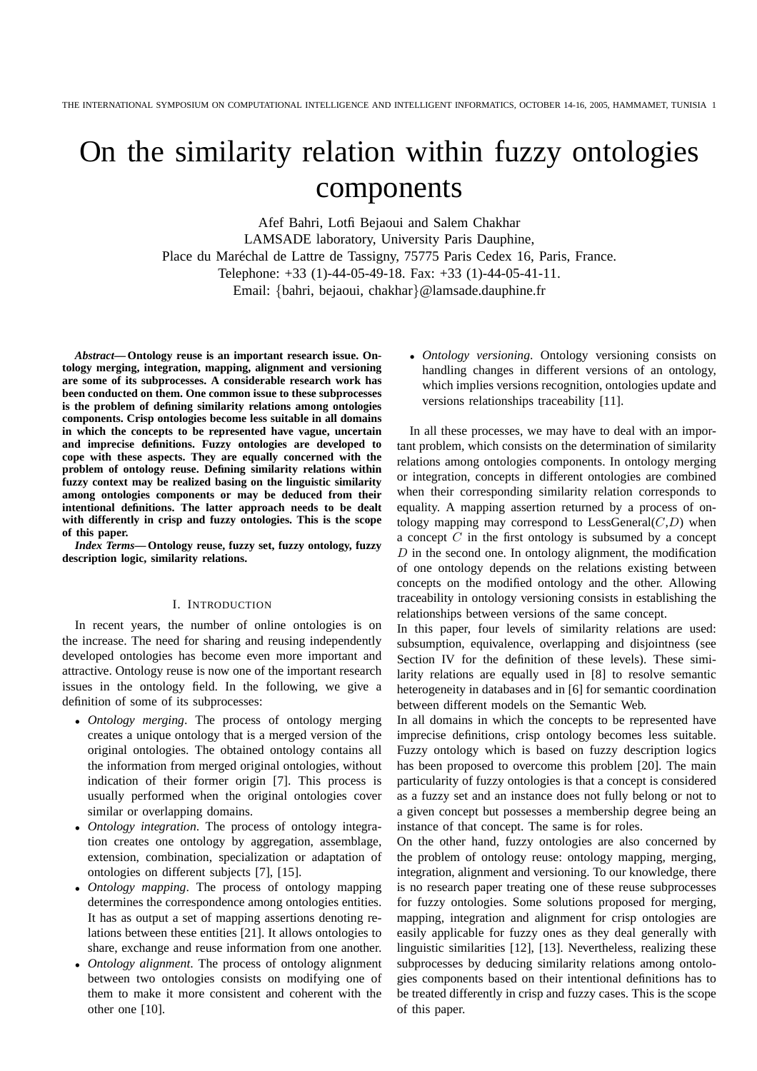# On the similarity relation within fuzzy ontologies components

Afef Bahri, Lotfi Bejaoui and Salem Chakhar
LAMSADE laboratory, University Paris Dauphine,
Place du Maréchal de Lattre de Tassigny, 75775 Paris Cedex 16, Paris, France.
Telephone: +33 (1)-44-05-49-18. Fax: +33 (1)-44-05-41-11.
Email: {bahri, bejaoui, chakhar}@lamsade.dauphine.fr

***Abstract*— Ontology reuse is an important research issue. Ontology merging, integration, mapping, alignment and versioning are some of its subprocesses. A considerable research work has been conducted on them. One common issue to these subprocesses is the problem of defining similarity relations among ontologies components. Crisp ontologies become less suitable in all domains in which the concepts to be represented have vague, uncertain and imprecise definitions. Fuzzy ontologies are developed to cope with these aspects. They are equally concerned with the problem of ontology reuse. Defining similarity relations within fuzzy context may be realized basing on the linguistic similarity among ontologies components or may be deduced from their intentional definitions. The latter approach needs to be dealt with differently in crisp and fuzzy ontologies. This is the scope of this paper.**

***Index Terms*— Ontology reuse, fuzzy set, fuzzy ontology, fuzzy description logic, similarity relations.**

## I. Introduction

In recent years, the number of online ontologies is on the increase. The need for sharing and reusing independently developed ontologies has become even more important and attractive. Ontology reuse is now one of the important research issues in the ontology field. In the following, we give a definition of some of its subprocesses:

- *Ontology merging*. The process of ontology merging creates a unique ontology that is a merged version of the original ontologies. The obtained ontology contains all the information from merged original ontologies, without indication of their former origin [7]. This process is usually performed when the original ontologies cover similar or overlapping domains.
- *Ontology integration*. The process of ontology integration creates one ontology by aggregation, assemblage, extension, combination, specialization or adaptation of ontologies on different subjects [7], [15].
- *Ontology mapping*. The process of ontology mapping determines the correspondence among ontologies entities. It has as output a set of mapping assertions denoting relations between these entities [21]. It allows ontologies to share, exchange and reuse information from one another.
- *Ontology alignment*. The process of ontology alignment between two ontologies consists on modifying one of them to make it more consistent and coherent with the other one [10].
- *Ontology versioning*. Ontology versioning consists on handling changes in different versions of an ontology, which implies versions recognition, ontologies update and versions relationships traceability [11].

In all these processes, we may have to deal with an important problem, which consists on the determination of similarity relations among ontologies components. In ontology merging or integration, concepts in different ontologies are combined when their corresponding similarity relation corresponds to equality. A mapping assertion returned by a process of ontology mapping may correspond to LessGeneral($C$,$D$) when a concept $C$ in the first ontology is subsumed by a concept $D$ in the second one. In ontology alignment, the modification of one ontology depends on the relations existing between concepts on the modified ontology and the other. Allowing traceability in ontology versioning consists in establishing the relationships between versions of the same concept.

In this paper, four levels of similarity relations are used: subsumption, equivalence, overlapping and disjointness (see Section IV for the definition of these levels). These similarity relations are equally used in [8] to resolve semantic heterogeneity in databases and in [6] for semantic coordination between different models on the Semantic Web.

In all domains in which the concepts to be represented have imprecise definitions, crisp ontology becomes less suitable. Fuzzy ontology which is based on fuzzy description logics has been proposed to overcome this problem [20]. The main particularity of fuzzy ontologies is that a concept is considered as a fuzzy set and an instance does not fully belong or not to a given concept but possesses a membership degree being an instance of that concept. The same is for roles.

On the other hand, fuzzy ontologies are also concerned by the problem of ontology reuse: ontology mapping, merging, integration, alignment and versioning. To our knowledge, there is no research paper treating one of these reuse subprocesses for fuzzy ontologies. Some solutions proposed for merging, mapping, integration and alignment for crisp ontologies are easily applicable for fuzzy ones as they deal generally with linguistic similarities [12], [13]. Nevertheless, realizing these subprocesses by deducing similarity relations among ontologies components based on their intentional definitions has to be treated differently in crisp and fuzzy cases. This is the scope of this paper.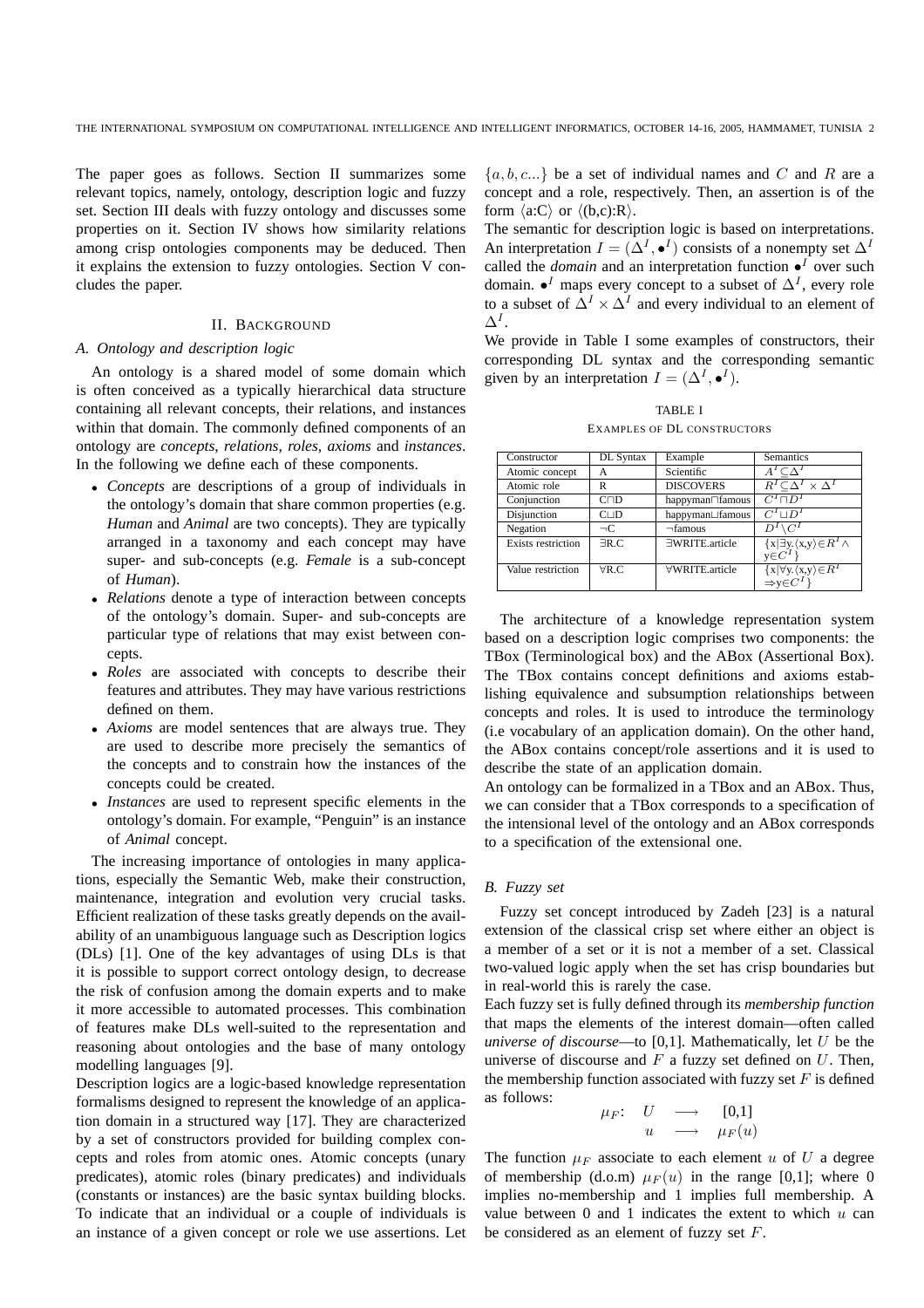The paper goes as follows. Section II summarizes some relevant topics, namely, ontology, description logic and fuzzy set. Section III deals with fuzzy ontology and discusses some properties on it. Section IV shows how similarity relations among crisp ontologies components may be deduced. Then it explains the extension to fuzzy ontologies. Section V concludes the paper.

## II. Background

### A. Ontology and description logic

An ontology is a shared model of some domain which is often conceived as a typically hierarchical data structure containing all relevant concepts, their relations, and instances within that domain. The commonly defined components of an ontology are *concepts*, *relations*, *roles*, *axioms* and *instances*. In the following we define each of these components.

- *Concepts* are descriptions of a group of individuals in the ontology's domain that share common properties (e.g. *Human* and *Animal* are two concepts). They are typically arranged in a taxonomy and each concept may have super- and sub-concepts (e.g. *Female* is a sub-concept of *Human*).
- *Relations* denote a type of interaction between concepts of the ontology's domain. Super- and sub-concepts are particular type of relations that may exist between concepts.
- *Roles* are associated with concepts to describe their features and attributes. They may have various restrictions defined on them.
- *Axioms* are model sentences that are always true. They are used to describe more precisely the semantics of the concepts and to constrain how the instances of the concepts could be created.
- *Instances* are used to represent specific elements in the ontology's domain. For example, "Penguin" is an instance of *Animal* concept.

The increasing importance of ontologies in many applications, especially the Semantic Web, make their construction, maintenance, integration and evolution very crucial tasks. Efficient realization of these tasks greatly depends on the availability of an unambiguous language such as Description logics (DLs) [1]. One of the key advantages of using DLs is that it is possible to support correct ontology design, to decrease the risk of confusion among the domain experts and to make it more accessible to automated processes. This combination of features make DLs well-suited to the representation and reasoning about ontologies and the base of many ontology modelling languages [9].

Description logics are a logic-based knowledge representation formalisms designed to represent the knowledge of an application domain in a structured way [17]. They are characterized by a set of constructors provided for building complex concepts and roles from atomic ones. Atomic concepts (unary predicates), atomic roles (binary predicates) and individuals (constants or instances) are the basic syntax building blocks. To indicate that an individual or a couple of individuals is an instance of a given concept or role we use assertions. Let $\{a, b, c...\}$ be a set of individual names and $C$ and $R$ are a concept and a role, respectively. Then, an assertion is of the form $\langle$a:C$\rangle$ or $\langle$(b,c):R$\rangle$.

The semantic for description logic is based on interpretations. An interpretation $I = (\Delta^I, \bullet^I)$ consists of a nonempty set $\Delta^I$ called the *domain* and an interpretation function $\bullet^I$ over such domain. $\bullet^I$ maps every concept to a subset of $\Delta^I$, every role to a subset of $\Delta^I \times \Delta^I$ and every individual to an element of $\Delta^I$.

We provide in Table I some examples of constructors, their corresponding DL syntax and the corresponding semantic given by an interpretation $I = (\Delta^I, \bullet^I)$.

TABLE I
EXAMPLES OF DL CONSTRUCTORS

| Constructor | DL Syntax | Example | Semantics |
|---|---|---|---|
| Atomic concept | A | Scientific | $A^I \subseteq \Delta^I$ |
| Atomic role | R | DISCOVERS | $R^I \subseteq \Delta^I \times \Delta^I$ |
| Conjunction | C⊓D | happyman⊓famous | $C^I \sqcap D^I$ |
| Disjunction | C⊔D | happyman⊔famous | $C^I \sqcup D^I$ |
| Negation | ¬C | ¬famous | $D^I \setminus C^I$ |
| Exists restriction | ∃R.C | ∃WRITE.article | $\{x \mid \exists y. \langle x,y \rangle \in R^I \wedge y \in C^I\}$ |
| Value restriction | ∀R.C | ∀WRITE.article | $\{x \mid \forall y. \langle x,y \rangle \in R^I \Rightarrow y \in C^I\}$ |

The architecture of a knowledge representation system based on a description logic comprises two components: the TBox (Terminological box) and the ABox (Assertional Box). The TBox contains concept definitions and axioms establishing equivalence and subsumption relationships between concepts and roles. It is used to introduce the terminology (i.e vocabulary of an application domain). On the other hand, the ABox contains concept/role assertions and it is used to describe the state of an application domain.

An ontology can be formalized in a TBox and an ABox. Thus, we can consider that a TBox corresponds to a specification of the intensional level of the ontology and an ABox corresponds to a specification of the extensional one.

### B. Fuzzy set

Fuzzy set concept introduced by Zadeh [23] is a natural extension of the classical crisp set where either an object is a member of a set or it is not a member of a set. Classical two-valued logic apply when the set has crisp boundaries but in real-world this is rarely the case.

Each fuzzy set is fully defined through its *membership function* that maps the elements of the interest domain—often called *universe of discourse*—to [0,1]. Mathematically, let $U$ be the universe of discourse and $F$ a fuzzy set defined on $U$. Then, the membership function associated with fuzzy set $F$ is defined as follows:

$$\mu_F: \quad \begin{array}{ccc} U & \longrightarrow & [0,1] \\ u & \longrightarrow & \mu_F(u) \end{array}$$

The function $\mu_F$ associate to each element $u$ of $U$ a degree of membership (d.o.m) $\mu_F(u)$ in the range [0,1]; where 0 implies no-membership and 1 implies full membership. A value between 0 and 1 indicates the extent to which $u$ can be considered as an element of fuzzy set $F$.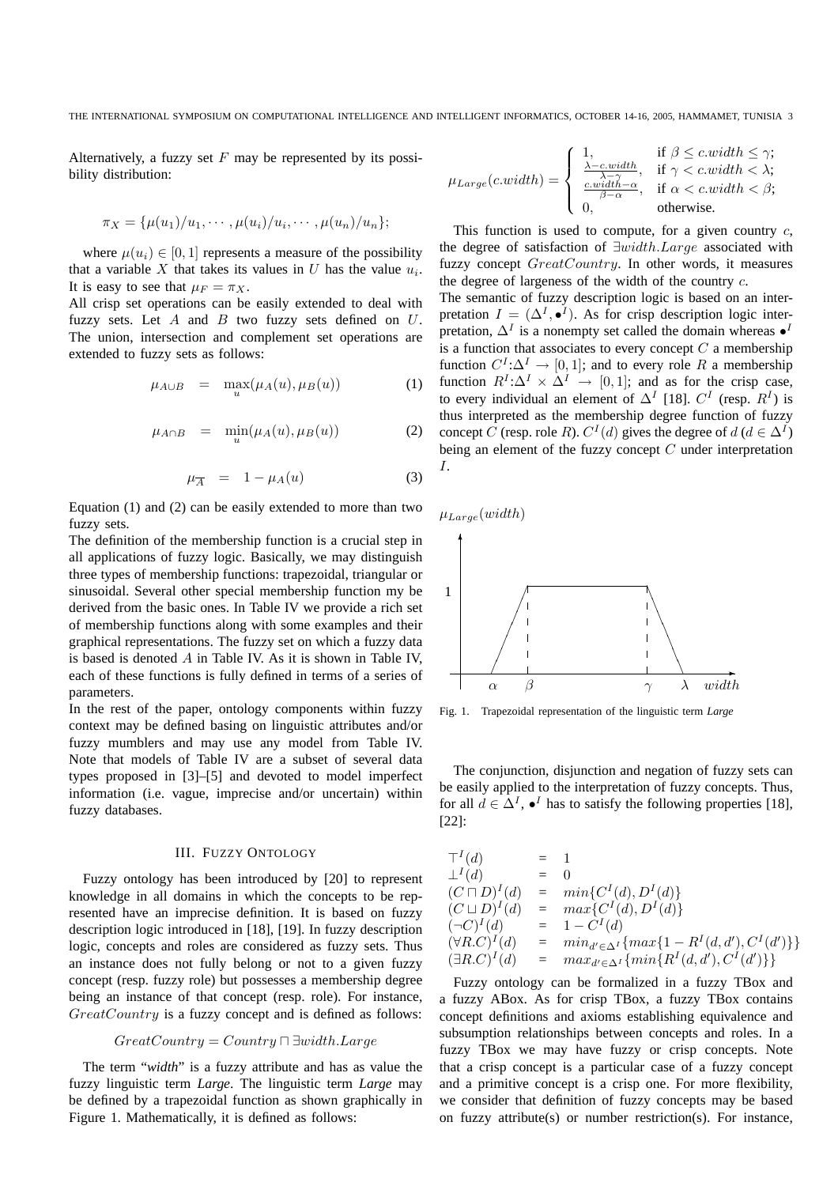Alternatively, a fuzzy set $F$ may be represented by its possibility distribution:

$$\pi_X = \{\mu(u_1)/u_1, \cdots, \mu(u_i)/u_i, \cdots, \mu(u_n)/u_n\};$$

where $\mu(u_i) \in [0,1]$ represents a measure of the possibility that a variable $X$ that takes its values in $U$ has the value $u_i$. It is easy to see that $\mu_F = \pi_X$.

All crisp set operations can be easily extended to deal with fuzzy sets. Let $A$ and $B$ two fuzzy sets defined on $U$. The union, intersection and complement set operations are extended to fuzzy sets as follows:

$$\mu_{A \cup B} = \max_u(\mu_A(u), \mu_B(u)) \quad (1)$$

$$\mu_{A \cap B} = \min_u(\mu_A(u), \mu_B(u)) \quad (2)$$

$$\mu_{\overline{A}} = 1 - \mu_A(u) \quad (3)$$

Equation (1) and (2) can be easily extended to more than two fuzzy sets.

The definition of the membership function is a crucial step in all applications of fuzzy logic. Basically, we may distinguish three types of membership functions: trapezoidal, triangular or sinusoidal. Several other special membership function my be derived from the basic ones. In Table IV we provide a rich set of membership functions along with some examples and their graphical representations. The fuzzy set on which a fuzzy data is based is denoted $A$ in Table IV. As it is shown in Table IV, each of these functions is fully defined in terms of a series of parameters.

In the rest of the paper, ontology components within fuzzy context may be defined basing on linguistic attributes and/or fuzzy mumblers and may use any model from Table IV. Note that models of Table IV are a subset of several data types proposed in [3]–[5] and devoted to model imperfect information (i.e. vague, imprecise and/or uncertain) within fuzzy databases.

## III. Fuzzy Ontology

Fuzzy ontology has been introduced by [20] to represent knowledge in all domains in which the concepts to be represented have an imprecise definition. It is based on fuzzy description logic introduced in [18], [19]. In fuzzy description logic, concepts and roles are considered as fuzzy sets. Thus an instance does not fully belong or not to a given fuzzy concept (resp. fuzzy role) but possesses a membership degree being an instance of that concept (resp. role). For instance, $GreatCountry$ is a fuzzy concept and is defined as follows:

$$GreatCountry = Country \sqcap \exists width.Large$$

The term "*width*" is a fuzzy attribute and has as value the fuzzy linguistic term *Large*. The linguistic term *Large* may be defined by a trapezoidal function as shown graphically in Figure 1. Mathematically, it is defined as follows:

$$\mu_{Large}(c.width) = \begin{cases} 1, & \text{if } \beta \leq c.width \leq \gamma; \\ \frac{\lambda - c.width}{\lambda - \gamma}, & \text{if } \gamma < c.width < \lambda; \\ \frac{c.width - \alpha}{\beta - \alpha}, & \text{if } \alpha < c.width < \beta; \\ 0, & \text{otherwise.} \end{cases}$$

This function is used to compute, for a given country $c$, the degree of satisfaction of $\exists width.Large$ associated with fuzzy concept $GreatCountry$. In other words, it measures the degree of largeness of the width of the country $c$.

The semantic of fuzzy description logic is based on an interpretation $I = (\Delta^I, \bullet^I)$. As for crisp description logic interpretation, $\Delta^I$ is a nonempty set called the domain whereas $\bullet^I$ is a function that associates to every concept $C$ a membership function $C^I{:}\Delta^I \rightarrow [0,1]$; and to every role $R$ a membership function $R^I{:}\Delta^I \times \Delta^I \rightarrow [0,1]$; and as for the crisp case, to every individual an element of $\Delta^I$ [18]. $C^I$ (resp. $R^I$) is thus interpreted as the membership degree function of fuzzy concept $C$ (resp. role $R$). $C^I(d)$ gives the degree of $d$ ($d \in \Delta^I$) being an element of the fuzzy concept $C$ under interpretation $I$.

Fig. 1. Trapezoidal representation of the linguistic term *Large*

The conjunction, disjunction and negation of fuzzy sets can be easily applied to the interpretation of fuzzy concepts. Thus, for all $d \in \Delta^I$, $\bullet^I$ has to satisfy the following properties [18], [22]:

$$\begin{aligned}
\top^I(d) &= 1 \\
\bot^I(d) &= 0 \\
(C \sqcap D)^I(d) &= min\{C^I(d), D^I(d)\} \\
(C \sqcup D)^I(d) &= max\{C^I(d), D^I(d)\} \\
(\neg C)^I(d) &= 1 - C^I(d) \\
(\forall R.C)^I(d) &= min_{d' \in \Delta^I}\{max\{1 - R^I(d,d'), C^I(d')\}\} \\
(\exists R.C)^I(d) &= max_{d' \in \Delta^I}\{min\{R^I(d,d'), C^I(d')\}\}
\end{aligned}$$

Fuzzy ontology can be formalized in a fuzzy TBox and a fuzzy ABox. As for crisp TBox, a fuzzy TBox contains concept definitions and axioms establishing equivalence and subsumption relationships between concepts and roles. In a fuzzy TBox we may have fuzzy or crisp concepts. Note that a crisp concept is a particular case of a fuzzy concept and a primitive concept is a crisp one. For more flexibility, we consider that definition of fuzzy concepts may be based on fuzzy attribute(s) or number restriction(s). For instance,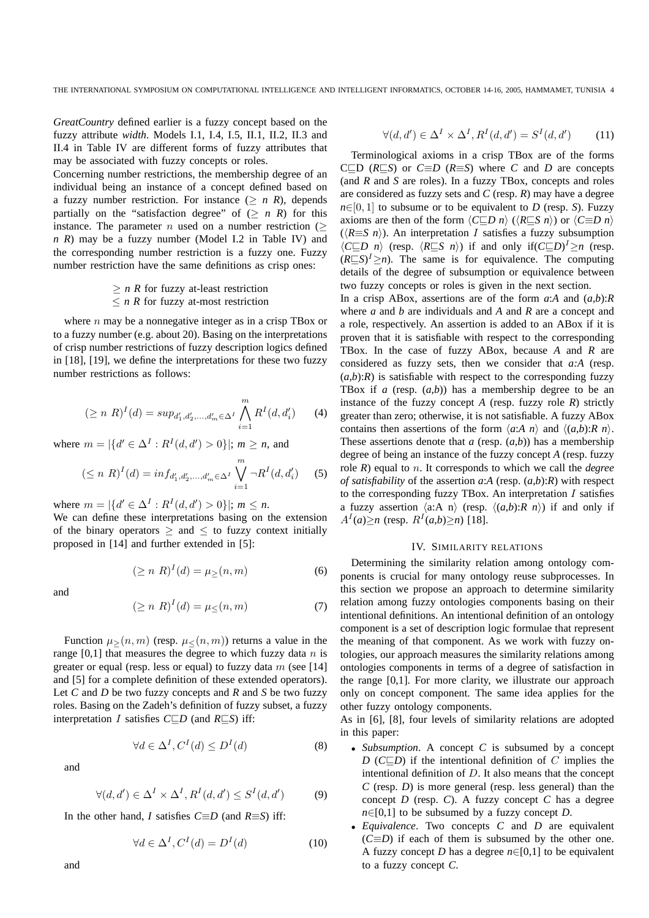*GreatCountry* defined earlier is a fuzzy concept based on the fuzzy attribute *width*. Models I.1, I.4, I.5, II.1, II.2, II.3 and II.4 in Table IV are different forms of fuzzy attributes that may be associated with fuzzy concepts or roles.

Concerning number restrictions, the membership degree of an individual being an instance of a concept defined based on a fuzzy number restriction. For instance ($\geq$ *n R*), depends partially on the "satisfaction degree" of ($\geq$ *n R*) for this instance. The parameter $n$ used on a number restriction ($\geq$ *n R*) may be a fuzzy number (Model I.2 in Table IV) and the corresponding number restriction is a fuzzy one. Fuzzy number restriction have the same definitions as crisp ones:

$\geq$ *n R* for fuzzy at-least restriction
$\leq$ *n R* for fuzzy at-most restriction

where $n$ may be a nonnegative integer as in a crisp TBox or to a fuzzy number (e.g. about 20). Basing on the interpretations of crisp number restrictions of fuzzy description logics defined in [18], [19], we define the interpretations for these two fuzzy number restrictions as follows:

$$(\geq n\ R)^I(d) = sup_{d'_1,d'_2,\ldots,d'_m \in \Delta^I} \bigwedge_{i=1}^{m} R^I(d,d'_i) \tag{4}$$

where $m = |\{d' \in \Delta^I : R^I(d,d') > 0\}|$; $m \geq n$, and

$$(\leq n\ R)^I(d) = inf_{d'_1,d'_2,\ldots,d'_m \in \Delta^I} \bigvee_{i=1}^{m} \neg R^I(d,d'_i) \tag{5}$$

where $m = |\{d' \in \Delta^I : R^I(d,d') > 0\}|$; $m \leq n$.

We can define these interpretations basing on the extension of the binary operators $\geq$ and $\leq$ to fuzzy context initially proposed in [14] and further extended in [5]:

$$(\geq n\ R)^I(d) = \mu_{\geq}(n,m) \tag{6}$$

and

$$(\geq n\ R)^I(d) = \mu_{\leq}(n,m) \tag{7}$$

Function $\mu_{\geq}(n,m)$ (resp. $\mu_{\leq}(n,m)$) returns a value in the range [0,1] that measures the degree to which fuzzy data $n$ is greater or equal (resp. less or equal) to fuzzy data $m$ (see [14] and [5] for a complete definition of these extended operators). Let *C* and *D* be two fuzzy concepts and *R* and *S* be two fuzzy roles. Basing on the Zadeh's definition of fuzzy subset, a fuzzy interpretation $I$ satisfies *C*$\sqsubseteq$*D* (and *R*$\sqsubseteq$*S*) iff:

$$\forall d \in \Delta^I, C^I(d) \leq D^I(d) \tag{8}$$

and

$$\forall (d,d') \in \Delta^I \times \Delta^I, R^I(d,d') \leq S^I(d,d') \tag{9}$$

In the other hand, *I* satisfies *C*$\equiv$*D* (and *R*$\equiv$*S*) iff:

$$\forall d \in \Delta^I, C^I(d) = D^I(d) \tag{10}$$

and

$$\forall (d,d') \in \Delta^I \times \Delta^I, R^I(d,d') = S^I(d,d') \tag{11}$$

Terminological axioms in a crisp TBox are of the forms C$\sqsubseteq$D (*R*$\sqsubseteq$*S*) or *C*$\equiv$*D* (*R*$\equiv$*S*) where *C* and *D* are concepts (and *R* and *S* are roles). In a fuzzy TBox, concepts and roles are considered as fuzzy sets and *C* (resp. *R*) may have a degree $n \in [0,1]$ to subsume or to be equivalent to *D* (resp. *S*). Fuzzy axioms are then of the form $\langle C \sqsubseteq D\ n\rangle$ ($\langle R \sqsubseteq S\ n\rangle$) or $\langle C \equiv D\ n\rangle$ ($\langle R \equiv S\ n\rangle$). An interpretation $I$ satisfies a fuzzy subsumption $\langle C \sqsubseteq D\ n\rangle$ (resp. $\langle R \sqsubseteq S\ n\rangle$) if and only if $(C \sqsubseteq D)^I \geq n$ (resp. $(R \sqsubseteq S)^I \geq n$). The same is for equivalence. The computing details of the degree of subsumption or equivalence between two fuzzy concepts or roles is given in the next section.

In a crisp ABox, assertions are of the form *a*:*A* and (*a*,*b*):*R* where *a* and *b* are individuals and *A* and *R* are a concept and a role, respectively. An assertion is added to an ABox if it is proven that it is satisfiable with respect to the corresponding TBox. In the case of fuzzy ABox, because *A* and *R* are considered as fuzzy sets, then we consider that *a*:*A* (resp. (*a*,*b*):*R*) is satisfiable with respect to the corresponding fuzzy TBox if *a* (resp. (*a*,*b*)) has a membership degree to be an instance of the fuzzy concept *A* (resp. fuzzy role *R*) strictly greater than zero; otherwise, it is not satisfiable. A fuzzy ABox contains then assertions of the form $\langle a{:}A\ n\rangle$ and $\langle (a,b){:}R\ n\rangle$. These assertions denote that *a* (resp. (*a*,*b*)) has a membership degree of being an instance of the fuzzy concept *A* (resp. fuzzy role *R*) equal to $n$. It corresponds to which we call the *degree of satisfiability* of the assertion *a*:*A* (resp. (*a*,*b*):*R*) with respect to the corresponding fuzzy TBox. An interpretation $I$ satisfies a fuzzy assertion $\langle$a:A n$\rangle$ (resp. $\langle (a,b){:}R\ n\rangle$) if and only if $A^I(a) \geq n$ (resp. $R^I(a,b) \geq n$) [18].

## IV. Similarity relations

Determining the similarity relation among ontology components is crucial for many ontology reuse subprocesses. In this section we propose an approach to determine similarity relation among fuzzy ontologies components basing on their intentional definitions. An intentional definition of an ontology component is a set of description logic formulae that represent the meaning of that component. As we work with fuzzy ontologies, our approach measures the similarity relations among ontologies components in terms of a degree of satisfaction in the range [0,1]. For more clarity, we illustrate our approach only on concept component. The same idea applies for the other fuzzy ontology components.

As in [6], [8], four levels of similarity relations are adopted in this paper:

- *Subsumption*. A concept *C* is subsumed by a concept *D* (*C*$\sqsubseteq$*D*) if the intentional definition of $C$ implies the intentional definition of $D$. It also means that the concept *C* (resp. *D*) is more general (resp. less general) than the concept *D* (resp. *C*). A fuzzy concept *C* has a degree *n*$\in$[0,1] to be subsumed by a fuzzy concept *D*.
- *Equivalence*. Two concepts *C* and *D* are equivalent (*C*$\equiv$*D*) if each of them is subsumed by the other one. A fuzzy concept *D* has a degree *n*$\in$[0,1] to be equivalent to a fuzzy concept *C*.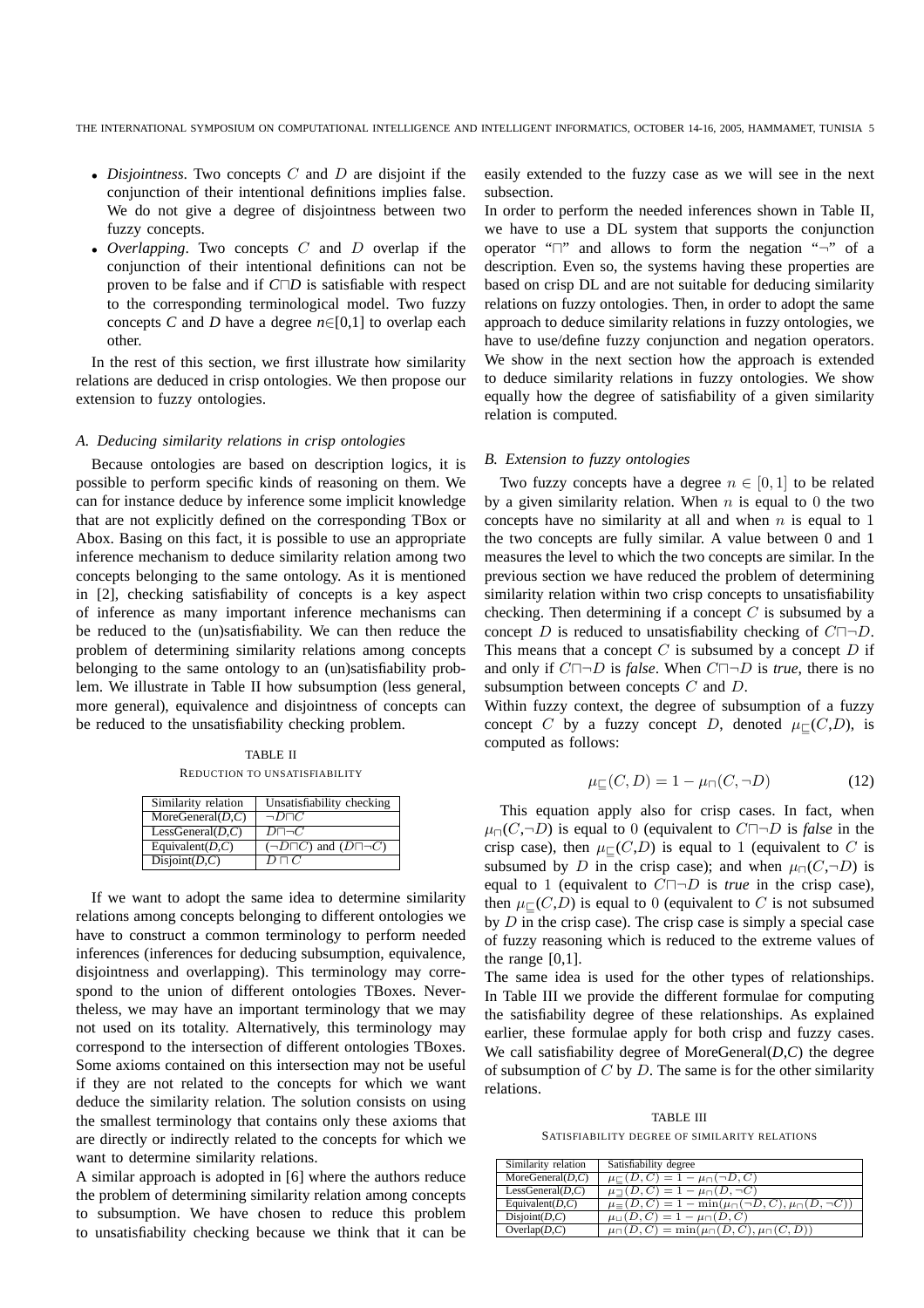- *Disjointness*. Two concepts $C$ and $D$ are disjoint if the conjunction of their intentional definitions implies false. We do not give a degree of disjointness between two fuzzy concepts.
- *Overlapping*. Two concepts $C$ and $D$ overlap if the conjunction of their intentional definitions can not be proven to be false and if $C \sqcap D$ is satisfiable with respect to the corresponding terminological model. Two fuzzy concepts *C* and *D* have a degree $n \in [0,1]$ to overlap each other.

In the rest of this section, we first illustrate how similarity relations are deduced in crisp ontologies. We then propose our extension to fuzzy ontologies.

### A. Deducing similarity relations in crisp ontologies

Because ontologies are based on description logics, it is possible to perform specific kinds of reasoning on them. We can for instance deduce by inference some implicit knowledge that are not explicitly defined on the corresponding TBox or Abox. Basing on this fact, it is possible to use an appropriate inference mechanism to deduce similarity relation among two concepts belonging to the same ontology. As it is mentioned in [2], checking satisfiability of concepts is a key aspect of inference as many important inference mechanisms can be reduced to the (un)satisfiability. We can then reduce the problem of determining similarity relations among concepts belonging to the same ontology to an (un)satisfiability problem. We illustrate in Table II how subsumption (less general, more general), equivalence and disjointness of concepts can be reduced to the unsatisfiability checking problem.

TABLE II

REDUCTION TO UNSATISFIABILITY

| Similarity relation | Unsatisfiability checking |
|---|---|
| MoreGeneral(*D*,*C*) | $\neg D \sqcap C$ |
| LessGeneral(*D*,*C*) | $D \sqcap \neg C$ |
| Equivalent(*D*,*C*) | $(\neg D \sqcap C)$ and $(D \sqcap \neg C)$ |
| Disjoint(*D*,*C*) | $D \sqcap C$ |

If we want to adopt the same idea to determine similarity relations among concepts belonging to different ontologies we have to construct a common terminology to perform needed inferences (inferences for deducing subsumption, equivalence, disjointness and overlapping). This terminology may correspond to the union of different ontologies TBoxes. Nevertheless, we may have an important terminology that we may not used on its totality. Alternatively, this terminology may correspond to the intersection of different ontologies TBoxes. Some axioms contained on this intersection may not be useful if they are not related to the concepts for which we want deduce the similarity relation. The solution consists on using the smallest terminology that contains only these axioms that are directly or indirectly related to the concepts for which we want to determine similarity relations.

A similar approach is adopted in [6] where the authors reduce the problem of determining similarity relation among concepts to subsumption. We have chosen to reduce this problem to unsatisfiability checking because we think that it can be easily extended to the fuzzy case as we will see in the next subsection.

In order to perform the needed inferences shown in Table II, we have to use a DL system that supports the conjunction operator "$\sqcap$" and allows to form the negation "$\neg$" of a description. Even so, the systems having these properties are based on crisp DL and are not suitable for deducing similarity relations on fuzzy ontologies. Then, in order to adopt the same approach to deduce similarity relations in fuzzy ontologies, we have to use/define fuzzy conjunction and negation operators. We show in the next section how the approach is extended to deduce similarity relations in fuzzy ontologies. We show equally how the degree of satisfiability of a given similarity relation is computed.

### B. Extension to fuzzy ontologies

Two fuzzy concepts have a degree $n \in [0,1]$ to be related by a given similarity relation. When $n$ is equal to 0 the two concepts have no similarity at all and when $n$ is equal to 1 the two concepts are fully similar. A value between 0 and 1 measures the level to which the two concepts are similar. In the previous section we have reduced the problem of determining similarity relation within two crisp concepts to unsatisfiability checking. Then determining if a concept $C$ is subsumed by a concept $D$ is reduced to unsatisfiability checking of $C \sqcap \neg D$. This means that a concept $C$ is subsumed by a concept $D$ if and only if $C \sqcap \neg D$ is *false*. When $C \sqcap \neg D$ is *true*, there is no subsumption between concepts $C$ and $D$.

Within fuzzy context, the degree of subsumption of a fuzzy concept $C$ by a fuzzy concept $D$, denoted $\mu_{\sqsubseteq}(C,D)$, is computed as follows:

$$\mu_{\sqsubseteq}(C, D) = 1 - \mu_{\sqcap}(C, \neg D) \tag{12}$$

This equation apply also for crisp cases. In fact, when $\mu_{\sqcap}(C,\neg D)$ is equal to 0 (equivalent to $C \sqcap \neg D$ is *false* in the crisp case), then $\mu_{\sqsubseteq}(C,D)$ is equal to 1 (equivalent to $C$ is subsumed by $D$ in the crisp case); and when $\mu_{\sqcap}(C,\neg D)$ is equal to 1 (equivalent to $C \sqcap \neg D$ is *true* in the crisp case), then $\mu_{\sqsubseteq}(C,D)$ is equal to 0 (equivalent to $C$ is not subsumed by $D$ in the crisp case). The crisp case is simply a special case of fuzzy reasoning which is reduced to the extreme values of the range [0,1].

The same idea is used for the other types of relationships. In Table III we provide the different formulae for computing the satisfiability degree of these relationships. As explained earlier, these formulae apply for both crisp and fuzzy cases. We call satisfiability degree of MoreGeneral(*D*,*C*) the degree of subsumption of $C$ by $D$. The same is for the other similarity relations.

TABLE III

SATISFIABILITY DEGREE OF SIMILARITY RELATIONS

| Similarity relation | Satisfiability degree |
|---|---|
| MoreGeneral(*D*,*C*) | $\mu_{\sqsubseteq}(D, C) = 1 - \mu_{\sqcap}(\neg D, C)$ |
| LessGeneral(*D*,*C*) | $\mu_{\sqsupseteq}(D, C) = 1 - \mu_{\sqcap}(D, \neg C)$ |
| Equivalent(*D*,*C*) | $\mu_{\equiv}(D, C) = 1 - \min(\mu_{\sqcap}(\neg D, C), \mu_{\sqcap}(D, \neg C))$ |
| Disjoint(*D*,*C*) | $\mu_{\sqcup}(D, C) = 1 - \mu_{\sqcap}(D, C)$ |
| Overlap(*D*,*C*) | $\mu_{\sqcap}(D, C) = \min(\mu_{\sqcap}(D, C), \mu_{\sqcap}(C, D))$ |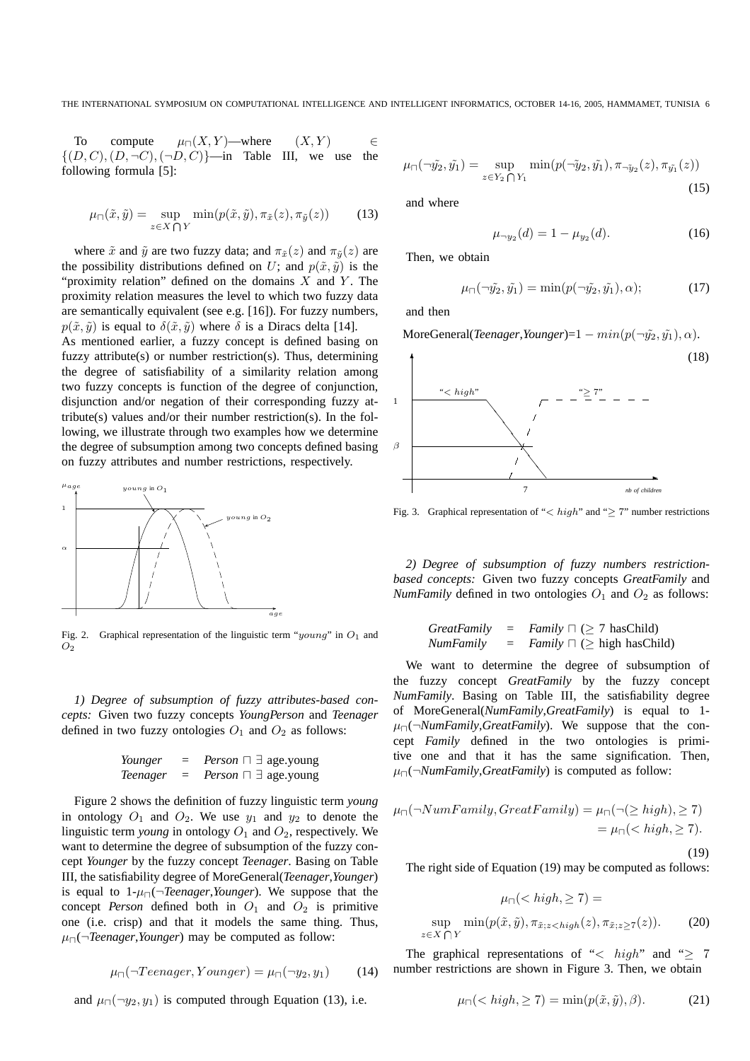To compute $\mu_{\sqcap}(X,Y)$—where $(X,Y) \in \{(D,C),(D,\neg C),(\neg D,C)\}$—in Table III, we use the following formula [5]:

$$\mu_{\sqcap}(\tilde{x},\tilde{y}) = \sup_{z \in X \bigcap Y} \min(p(\tilde{x},\tilde{y}), \pi_{\tilde{x}}(z), \pi_{\tilde{y}}(z)) \tag{13}$$

where $\tilde{x}$ and $\tilde{y}$ are two fuzzy data; and $\pi_{\tilde{x}}(z)$ and $\pi_{\tilde{y}}(z)$ are the possibility distributions defined on $U$; and $p(\tilde{x},\tilde{y})$ is the "proximity relation" defined on the domains $X$ and $Y$. The proximity relation measures the level to which two fuzzy data are semantically equivalent (see e.g. [16]). For fuzzy numbers, $p(\tilde{x},\tilde{y})$ is equal to $\delta(\tilde{x},\tilde{y})$ where $\delta$ is a Diracs delta [14].

As mentioned earlier, a fuzzy concept is defined basing on fuzzy attribute(s) or number restriction(s). Thus, determining the degree of satisfiability of a similarity relation among two fuzzy concepts is function of the degree of conjunction, disjunction and/or negation of their corresponding fuzzy attribute(s) values and/or their number restriction(s). In the following, we illustrate through two examples how we determine the degree of subsumption among two concepts defined basing on fuzzy attributes and number restrictions, respectively.

Fig. 2. Graphical representation of the linguistic term "$young$" in $O_1$ and $O_2$

*1) Degree of subsumption of fuzzy attributes-based concepts:* Given two fuzzy concepts *YoungPerson* and *Teenager* defined in two fuzzy ontologies $O_1$ and $O_2$ as follows:

| | | |
|---|---|---|
| *Younger* | = | *Person* $\sqcap$ $\exists$ age.young |
| *Teenager* | = | *Person* $\sqcap$ $\exists$ age.young |

Figure 2 shows the definition of fuzzy linguistic term *young* in ontology $O_1$ and $O_2$. We use $y_1$ and $y_2$ to denote the linguistic term *young* in ontology $O_1$ and $O_2$, respectively. We want to determine the degree of subsumption of the fuzzy concept *Younger* by the fuzzy concept *Teenager*. Basing on Table III, the satisfiability degree of MoreGeneral(*Teenager*,*Younger*) is equal to 1-$\mu_{\sqcap}$($\neg$*Teenager*,*Younger*). We suppose that the concept *Person* defined both in $O_1$ and $O_2$ is primitive one (i.e. crisp) and that it models the same thing. Thus, $\mu_{\sqcap}$($\neg$*Teenager*,*Younger*) may be computed as follow:

$$\mu_{\sqcap}(\neg Teenager, Younger) = \mu_{\sqcap}(\neg y_2, y_1) \tag{14}$$

and $\mu_{\sqcap}(\neg y_2, y_1)$ is computed through Equation (13), i.e.

$$\mu_{\sqcap}(\neg\tilde{y_2},\tilde{y_1}) = \sup_{z \in Y_2 \bigcap Y_1} \min(p(\neg\tilde{y}_2,\tilde{y}_1), \pi_{\neg\tilde{y}_2}(z), \pi_{\tilde{y_1}}(z)) \tag{15}$$

and where

$$\mu_{\neg y_2}(d) = 1 - \mu_{y_2}(d). \tag{16}$$

Then, we obtain

$$\mu_{\sqcap}(\neg\tilde{y_2},\tilde{y_1}) = \min(p(\neg\tilde{y_2},\tilde{y_1}), \alpha); \tag{17}$$

and then

$$\text{MoreGeneral}(\textit{Teenager},\textit{Younger}) = 1 - min(p(\neg\tilde{y_2},\tilde{y_1}), \alpha). \tag{18}$$

Fig. 3. Graphical representation of "$< high$" and "$\geq 7$" number restrictions

*2) Degree of subsumption of fuzzy numbers restriction-based concepts:* Given two fuzzy concepts *GreatFamily* and *NumFamily* defined in two ontologies $O_1$ and $O_2$ as follows:

| | | |
|---|---|---|
| *GreatFamily* | = | *Family* $\sqcap$ ($\geq$ 7 hasChild) |
| *NumFamily* | = | *Family* $\sqcap$ ($\geq$ high hasChild) |

We want to determine the degree of subsumption of the fuzzy concept *GreatFamily* by the fuzzy concept *NumFamily*. Basing on Table III, the satisfiability degree of MoreGeneral(*NumFamily*,*GreatFamily*) is equal to 1-$\mu_{\sqcap}$($\neg$*NumFamily*,*GreatFamily*). We suppose that the concept *Family* defined in the two ontologies is primitive one and that it has the same signification. Then, $\mu_{\sqcap}$($\neg$*NumFamily*,*GreatFamily*) is computed as follow:

$$\begin{aligned}\mu_{\sqcap}(\neg NumFamily, GreatFamily) &= \mu_{\sqcap}(\neg(\geq high), \geq 7) \\ &= \mu_{\sqcap}(< high, \geq 7).\end{aligned} \tag{19}$$

The right side of Equation (19) may be computed as follows:

$$\mu_{\sqcap}(< high, \geq 7) = \sup_{z \in X \bigcap Y} \min(p(\tilde{x},\tilde{y}), \pi_{\tilde{x};z<high}(z), \pi_{\tilde{x};z \geq 7}(z)). \tag{20}$$

The graphical representations of "$< high$" and "$\geq 7$ number restrictions are shown in Figure 3. Then, we obtain

$$\mu_{\sqcap}(< high, \geq 7) = \min(p(\tilde{x},\tilde{y}), \beta). \tag{21}$$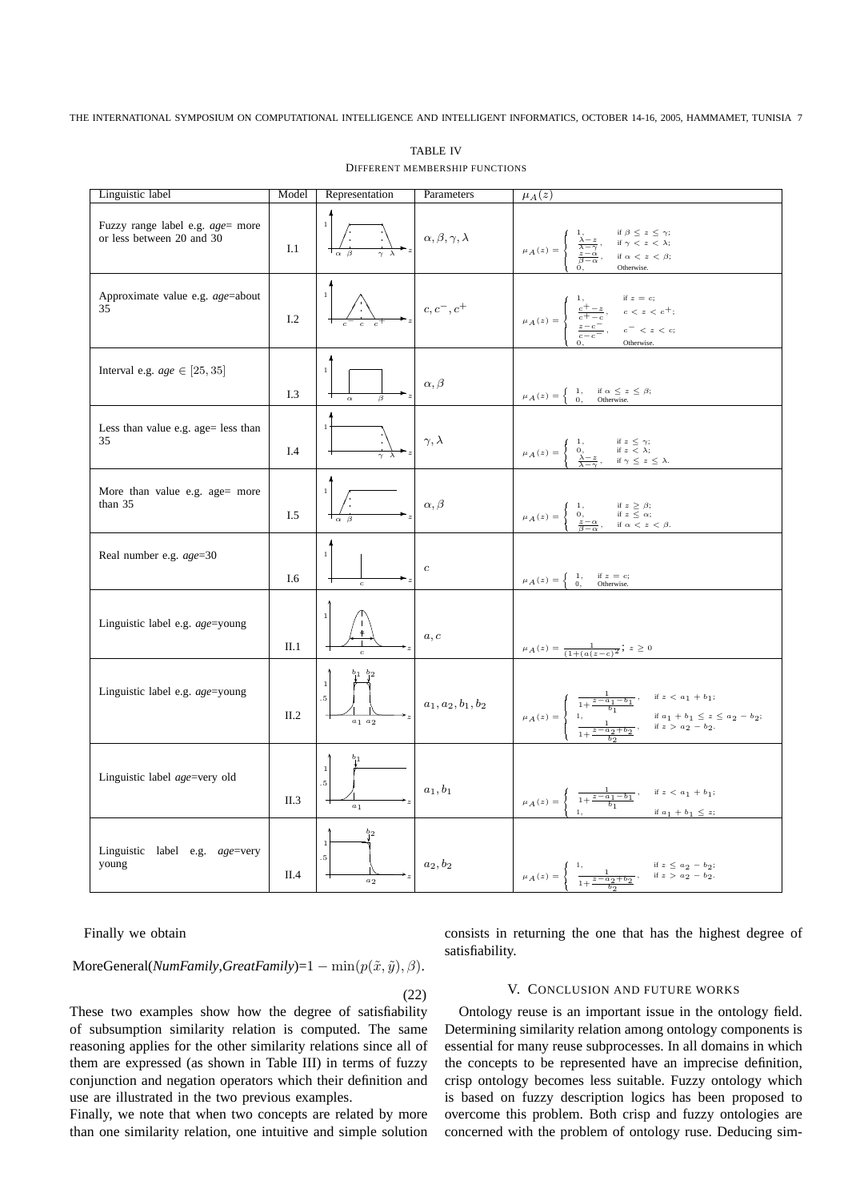TABLE IV
DIFFERENT MEMBERSHIP FUNCTIONS

| Linguistic label | Model | Representation | Parameters | $\mu_A(z)$ |
|---|---|---|---|---|
| Fuzzy range label e.g. *age*= more or less between 20 and 30 | I.1 | | $\alpha, \beta, \gamma, \lambda$ | $\mu_A(z) = \begin{cases} 1, & \text{if } \beta \leq z \leq \gamma; \\ \frac{\lambda - z}{\lambda - \gamma}, & \text{if } \gamma < z < \lambda; \\ \frac{z - \alpha}{\beta - \alpha}, & \text{if } \alpha < z < \beta; \\ 0, & \text{Otherwise.} \end{cases}$ |
| Approximate value e.g. *age*=about 35 | I.2 | | $c, c^-, c^+$ | $\mu_A(z) = \begin{cases} 1, & \text{if } z = c; \\ \frac{c^+ - z}{c^+ - c}, & c < z < c^+; \\ \frac{z - c^-}{c - c^-}, & c^- < z < c; \\ 0, & \text{Otherwise.} \end{cases}$ |
| Interval e.g. *age* $\in [25, 35]$ | I.3 | | $\alpha, \beta$ | $\mu_A(z) = \begin{cases} 1, & \text{if } \alpha \leq z \leq \beta; \\ 0, & \text{Otherwise.} \end{cases}$ |
| Less than value e.g. age= less than 35 | I.4 | | $\gamma, \lambda$ | $\mu_A(z) = \begin{cases} 1, & \text{if } z \leq \gamma; \\ 0, & \text{if } z < \lambda; \\ \frac{\lambda - z}{\lambda - \gamma}, & \text{if } \gamma \leq z \leq \lambda. \end{cases}$ |
| More than value e.g. age= more than 35 | I.5 | | $\alpha, \beta$ | $\mu_A(z) = \begin{cases} 1, & \text{if } z \geq \beta; \\ 0, & \text{if } z \leq \alpha; \\ \frac{z - \alpha}{\beta - \alpha}, & \text{if } \alpha < z < \beta. \end{cases}$ |
| Real number e.g. *age*=30 | I.6 | | $c$ | $\mu_A(z) = \begin{cases} 1, & \text{if } z = c; \\ 0, & \text{Otherwise.} \end{cases}$ |
| Linguistic label e.g. *age*=young | II.1 | | $a, c$ | $\mu_A(z) = \frac{1}{(1+(a(z-c)^2)}; \ z \geq 0$ |
| Linguistic label e.g. *age*=young | II.2 | | $a_1, a_2, b_1, b_2$ | $\mu_A(z) = \begin{cases} \frac{1}{1 + \frac{z - a_1 - b_1}{b_1}}, & \text{if } z < a_1 + b_1; \\ 1, & \text{if } a_1 + b_1 \leq z \leq a_2 - b_2; \\ \frac{1}{1 + \frac{z - a_2 + b_2}{b_2}}, & \text{if } z > a_2 - b_2. \end{cases}$ |
| Linguistic label *age*=very old | II.3 | | $a_1, b_1$ | $\mu_A(z) = \begin{cases} \frac{1}{1 + \frac{z - a_1 - b_1}{b_1}}, & \text{if } z < a_1 + b_1; \\ 1, & \text{if } a_1 + b_1 \leq z; \end{cases}$ |
| Linguistic label e.g. *age*=very young | II.4 | | $a_2, b_2$ | $\mu_A(z) = \begin{cases} 1, & \text{if } z \leq a_2 - b_2; \\ \frac{1}{1 + \frac{z - a_2 + b_2}{b_2}}, & \text{if } z > a_2 - b_2. \end{cases}$ |

Finally we obtain

$$\text{MoreGeneral}(\textit{NumFamily},\textit{GreatFamily}) = 1 - \min(p(\tilde{x}, \tilde{y}), \beta). \tag{22}$$

These two examples show how the degree of satisfiability of subsumption similarity relation is computed. The same reasoning applies for the other similarity relations since all of them are expressed (as shown in Table III) in terms of fuzzy conjunction and negation operators which their definition and use are illustrated in the two previous examples.

Finally, we note that when two concepts are related by more than one similarity relation, one intuitive and simple solution consists in returning the one that has the highest degree of satisfiability.

## V. Conclusion and Future Works

Ontology reuse is an important issue in the ontology field. Determining similarity relation among ontology components is essential for many reuse subprocesses. In all domains in which the concepts to be represented have an imprecise definition, crisp ontology becomes less suitable. Fuzzy ontology which is based on fuzzy description logics has been proposed to overcome this problem. Both crisp and fuzzy ontologies are concerned with the problem of ontology ruse. Deducing sim-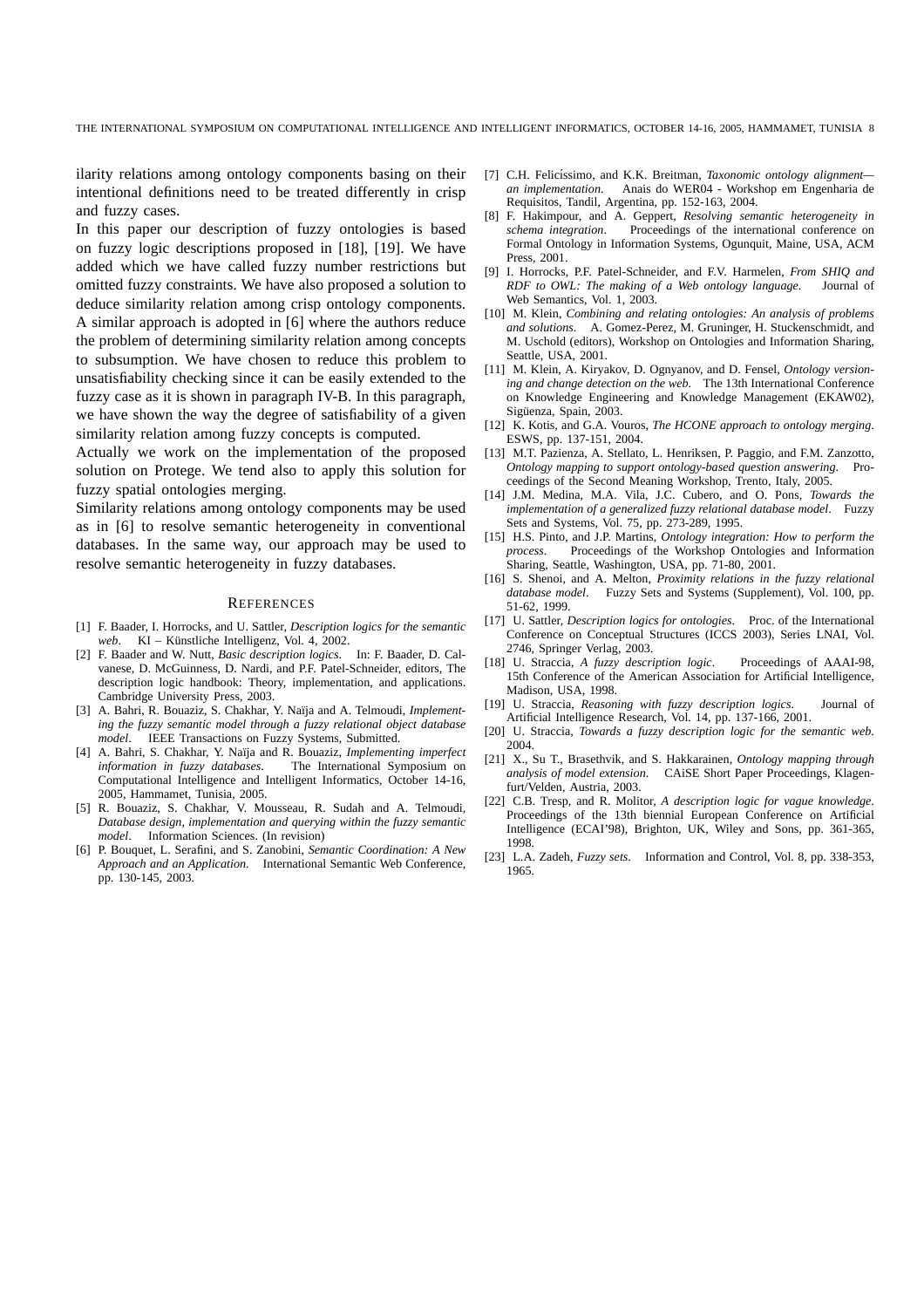ilarity relations among ontology components basing on their intentional definitions need to be treated differently in crisp and fuzzy cases.

In this paper our description of fuzzy ontologies is based on fuzzy logic descriptions proposed in [18], [19]. We have added which we have called fuzzy number restrictions but omitted fuzzy constraints. We have also proposed a solution to deduce similarity relation among crisp ontology components. A similar approach is adopted in [6] where the authors reduce the problem of determining similarity relation among concepts to subsumption. We have chosen to reduce this problem to unsatisfiability checking since it can be easily extended to the fuzzy case as it is shown in paragraph IV-B. In this paragraph, we have shown the way the degree of satisfiability of a given similarity relation among fuzzy concepts is computed.

Actually we work on the implementation of the proposed solution on Protege. We tend also to apply this solution for fuzzy spatial ontologies merging.

Similarity relations among ontology components may be used as in [6] to resolve semantic heterogeneity in conventional databases. In the same way, our approach may be used to resolve semantic heterogeneity in fuzzy databases.

## References

[1] F. Baader, I. Horrocks, and U. Sattler, *Description logics for the semantic web*. KI – Künstliche Intelligenz, Vol. 4, 2002.

[2] F. Baader and W. Nutt, *Basic description logics*. In: F. Baader, D. Calvanese, D. McGuinness, D. Nardi, and P.F. Patel-Schneider, editors, The description logic handbook: Theory, implementation, and applications. Cambridge University Press, 2003.

[3] A. Bahri, R. Bouaziz, S. Chakhar, Y. Naïja and A. Telmoudi, *Implementing the fuzzy semantic model through a fuzzy relational object database model*. IEEE Transactions on Fuzzy Systems, Submitted.

[4] A. Bahri, S. Chakhar, Y. Naïja and R. Bouaziz, *Implementing imperfect information in fuzzy databases*. The International Symposium on Computational Intelligence and Intelligent Informatics, October 14-16, 2005, Hammamet, Tunisia, 2005.

[5] R. Bouaziz, S. Chakhar, V. Mousseau, R. Sudah and A. Telmoudi, *Database design, implementation and querying within the fuzzy semantic model*. Information Sciences. (In revision)

[6] P. Bouquet, L. Serafini, and S. Zanobini, *Semantic Coordination: A New Approach and an Application*. International Semantic Web Conference, pp. 130-145, 2003.

[7] C.H. Felicíssimo, and K.K. Breitman, *Taxonomic ontology alignment—an implementation*. Anais do WER04 - Workshop em Engenharia de Requisitos, Tandil, Argentina, pp. 152-163, 2004.

[8] F. Hakimpour, and A. Geppert, *Resolving semantic heterogeneity in schema integration*. Proceedings of the international conference on Formal Ontology in Information Systems, Ogunquit, Maine, USA, ACM Press, 2001.

[9] I. Horrocks, P.F. Patel-Schneider, and F.V. Harmelen, *From SHIQ and RDF to OWL: The making of a Web ontology language*. Journal of Web Semantics, Vol. 1, 2003.

[10] M. Klein, *Combining and relating ontologies: An analysis of problems and solutions*. A. Gomez-Perez, M. Gruninger, H. Stuckenschmidt, and M. Uschold (editors), Workshop on Ontologies and Information Sharing, Seattle, USA, 2001.

[11] M. Klein, A. Kiryakov, D. Ognyanov, and D. Fensel, *Ontology versioning and change detection on the web*. The 13th International Conference on Knowledge Engineering and Knowledge Management (EKAW02), Sigüenza, Spain, 2003.

[12] K. Kotis, and G.A. Vouros, *The HCONE approach to ontology merging*. ESWS, pp. 137-151, 2004.

[13] M.T. Pazienza, A. Stellato, L. Henriksen, P. Paggio, and F.M. Zanzotto, *Ontology mapping to support ontology-based question answering*. Proceedings of the Second Meaning Workshop, Trento, Italy, 2005.

[14] J.M. Medina, M.A. Vila, J.C. Cubero, and O. Pons, *Towards the implementation of a generalized fuzzy relational database model*. Fuzzy Sets and Systems, Vol. 75, pp. 273-289, 1995.

[15] H.S. Pinto, and J.P. Martins, *Ontology integration: How to perform the process*. Proceedings of the Workshop Ontologies and Information Sharing, Seattle, Washington, USA, pp. 71-80, 2001.

[16] S. Shenoi, and A. Melton, *Proximity relations in the fuzzy relational database model*. Fuzzy Sets and Systems (Supplement), Vol. 100, pp. 51-62, 1999.

[17] U. Sattler, *Description logics for ontologies*. Proc. of the International Conference on Conceptual Structures (ICCS 2003), Series LNAI, Vol. 2746, Springer Verlag, 2003.

[18] U. Straccia, *A fuzzy description logic*. Proceedings of AAAI-98, 15th Conference of the American Association for Artificial Intelligence, Madison, USA, 1998.

[19] U. Straccia, *Reasoning with fuzzy description logics*. Journal of Artificial Intelligence Research, Vol. 14, pp. 137-166, 2001.

[20] U. Straccia, *Towards a fuzzy description logic for the semantic web*. 2004.

[21] X., Su T., Brasethvik, and S. Hakkarainen, *Ontology mapping through analysis of model extension*. CAiSE Short Paper Proceedings, Klagenfurt/Velden, Austria, 2003.

[22] C.B. Tresp, and R. Molitor, *A description logic for vague knowledge*. Proceedings of the 13th biennial European Conference on Artificial Intelligence (ECAI'98), Brighton, UK, Wiley and Sons, pp. 361-365, 1998.

[23] L.A. Zadeh, *Fuzzy sets*. Information and Control, Vol. 8, pp. 338-353, 1965.